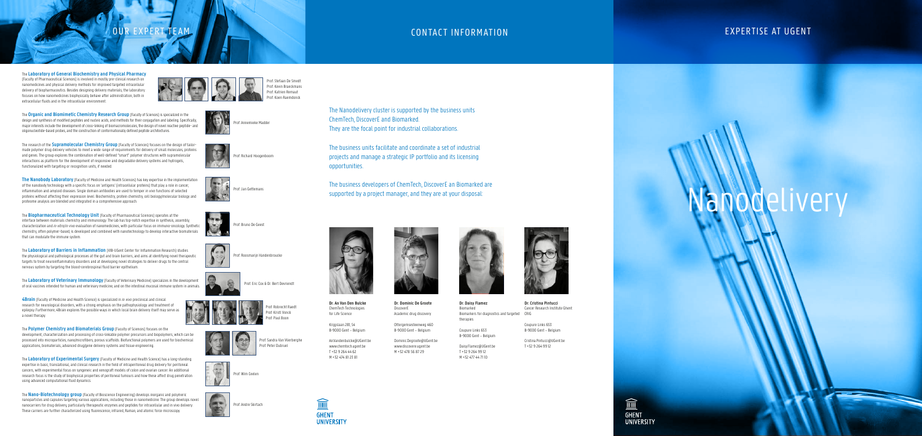# OUR EXPERT TEAM

The **Laboratory of General Biochemistry and Physical Pharmacy** (Faculty of Pharmaceutical Sciences) is involved in mostly pre-clinical research on nanomedicines and physical delivery methods for improved targeted intracellular delivery of biopharmaceutics. Besides designing delivery materials, the laboratory focuses on how nanomedicines biophysically behave after administration, both in extracellular fluids and in the intracellular environment.

Prof. Stefaan De Smedt
Prof. Kevin Braeckmans
Prof. Katrien Remaut
Prof. Koen Raemdonck

The **Organic and Biomimetic Chemistry Research Group** (Faculty of Sciences) is specialized in the design and synthesis of modified peptides and nucleic acids, and methods for their conjugation and labeling. Specifically, major interests include the development of cross-linking of biomacromolecules, the design of novel reactive peptide- and oligonucleotide-based probes, and the construction of conformationally defined peptide architectures.

Prof. Annemieke Madder

The research of the **Supramolecular Chemistry Group** (Faculty of Sciences) focuses on the design of tailor-made polymer drug delivery vehicles to meet a wide range of requirements for delivery of small molecules, proteins and genes. The group explores the combination of well-defined "smart" polymer structures with supramolecular interactions as platform for the development of responsive and degradable delivery systems and hydrogels, functionalized with targeting or recognition units, if needed.

Prof. Richard Hoogenboom

**The Nanobody Laboratory** (Faculty of Medicine and Health Sciences) has key expertise in the implementation of the nanobody technology with a specific focus on 'antigens' (intracellular proteins) that play a role in cancer, inflammation and amyloid diseases. Single domain antibodies are used to temper *in vivo* functions of selected proteins without affecting their expression level. Biochemistry, protein chemistry, cell biology/molecular biology and proteome analysis are blended and integrated in a comprehensive approach.

Prof. Jan Gettemans

The **Biopharmaceutical Technology Unit** (Faculty of Pharmaceutical Sciences) operates at the interface between materials chemistry and immunology. The lab has top-notch expertise in synthesis, assembly, characterization and *in vitro/in vivo* evaluation of nanomedicines, with particular focus on immuno-oncology. Synthetic chemistry, often polymer-based, is developed and combined with nanotechnology to develop interactive biomaterials that can modulate the immune system.

Prof. Bruno De Geest

The **Laboratory of Barriers in Inflammation** (VIB-UGent Center for Inflammation Research) studies the physiological and pathological processes at the gut and brain barriers, and aims at identifying novel therapeutic targets to treat neuroinflammatory disorders and at developing novel strategies to deliver drugs to the central nervous system by targeting the blood-cerebrospinal fluid barrier epithelium.

Prof. Roosmarijn Vandenbroucke

The **Laboratory of Veterinary Immunology** (Faculty of Veterinary Medicine) specializes in the development of oral vaccines intended for human and veterinary medicine, and on the intestinal mucosal immune system in animals.

Prof. Eric Cox & Dr. Bert Devriendt

**4Brain** (Faculty of Medicine and Health Science) is specialized in *in vivo* preclinical and clinical research for neurological disorders, with a strong emphasis on the pathophysiology and treatment of epilepsy. Furthermore, 4Brain explores the possible ways in which local brain delivery itself may serve as a novel therapy.

Prof. Robrecht Raedt
Prof. Kristl Vonck
Prof. Paul Boon

The **Polymer Chemistry and Biomaterials Group** (Faculty of Sciences) focuses on the development, characterization and processing of cross-linkable polymer precursors and biopolymers, which can be processed into microparticles, nano/microfibers, porous scaffolds. Biofunctional polymers are used for biochemical applications, biomaterials, advanced drug/gene delivery systems and tissue engineering.

Prof. Sandra Van Vlierberghe
Prof. Peter Dubruel

The **Laboratory of Experimental Surgery** (Faculty of Medicine and Health Science) has a long-standing expertise in basic, translational, and clinical research in the field of intraperitoneal drug delivery for peritoneal cancers, with experimental focus on syngeneic and xenograft models of colon and ovarian cancer. An additional research focus is the study of biophysical properties of peritoneal tumours and how these affect drug penetration using advanced computational fluid dynamics.

Prof. Wim Ceelen

The **Nano-Biotechnology group** (Faculty of Bioscience Engineering) develops inorganic and polymeric nanoparticles and capsules targeting various applications, including those in nanomedicine. The group develops novel nanocarriers for drug delivery, particularly therapeutic enzymes and peptides for intracellular and *in vivo* delivery. These carriers are further characterized using fluorescence, infrared, Raman, and atomic force microscope.

Prof. Andre Skirtach

# CONTACT INFORMATION

The Nanodelivery cluster is supported by the business units ChemTech, DiscoverE and Biomarked. They are the focal point for industrial collaborations.

The business units facilitate and coordinate a set of industrial projects and manage a strategic IP portfolio and its licensing opportunities.

The business developers of ChemTech, DiscoverE an Biomarked are supported by a project manager, and they are at your disposal:

**Dr. An Van Den Bulcke**
ChemTech Technologies for Life Science

Krijgslaan 281, S4
B-9000 Gent – Belgium

An.Vandenbulcke@UGent.be
www.chemtech.ugent.be
T +32 9 264 44 62
M +32 474 81 23 81

**Dr. Dominic De Groote**
DiscoverE
Academic drug discovery

Ottergemsesteenweg 460
B-9000 Gent – Belgium

Dominic.Degroote@UGent.be
www.discovere.ugent.be
M +32 478 56 87 29

**Dr. Daisy Flamez**
Biomarked
Biomarkers for diagnostics and targeted therapies

Coupure Links 653
B-9000 Gent – Belgium

Daisy.Flamez@UGent.be
T +32 9 264 99 12
M +32 477 44 71 10

**Dr. Cristina Pintucci**
Cancer Research Institute Ghent CRIG

Coupure Links 653
B-9000 Gent – Belgium

Cristina.Pintucci@UGent.be
T +32 9 264 99 12

GHENT UNIVERSITY

# EXPERTISE AT UGENT

# Nanodelivery

GHENT UNIVERSITY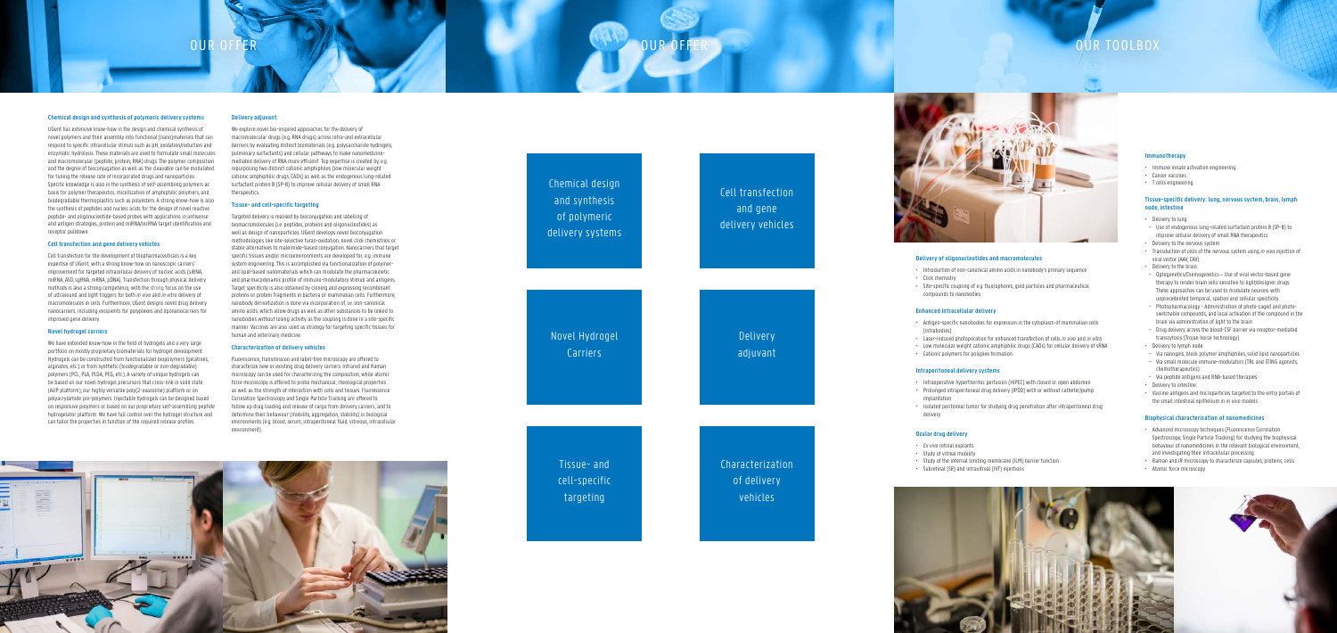# OUR OFFER

### Chemical design and synthesis of polymeric delivery systems

UGent has extensive know-how in the design and chemical synthesis of novel polymers and their assembly into functional (nano)materials that can respond to specific intracellular stimuli such as pH, oxidation/reduction and enzymatic hydrolysis. These materials are used to formulate small molecules and macromolecular (peptide, protein, RNA) drugs. The polymer composition and the degree of bioconjugation as well as the cleavable can be modulated for tuning the release rate of incorporated drugs and nanoparticles. Specific knowledge is also in the synthesis of self-assembling polymers as basis for polymer therapeutics, micellization of amphiphilic polymers, and biodegradable thermoplastics such as polyesters. A strong know-how is also the synthesis of peptides and nucleic acids for the design of novel reactive peptide- and oligonucleotide-based probes with applications in antisense and antigen strategies, protein and miRNA/lncRNA target identification and receptor pulldown.

### Cell transfection and gene delivery vehicles

Cell transfection for the development of biopharmaceuticals is a key expertise of UGent, with a strong know-how on nanoscopic carriers' improvement for targeted intracellular delivery of nucleic acids (siRNA, miRNA, ASO, sgRNA, mRNA, pDNA). Transfection through physical delivery methods is also a strong competency, with the strong focus on the use of ultrasound and light triggers for both *in vivo* and *in vitro* delivery of macromolecules in cells. Furthermore, UGent designs novel drug delivery nanocarriers, including excipients for polyplexes and liponanocarriers for improved gene delivery.

### Novel hydrogel carriers

We have extended know-how in the field of hydrogels and a very large portfolio on mostly proprietary biomaterials for hydrogel development. Hydrogels can be constructed from functionalized biopolymers (gelatines, alginates, etc.) or from synthetic (biodegradable or non-degradable) polymers (PCL, PLA, PEG, etc.). A variety of unique hydrogels can be based on our novel hydrogel precursors that cross-link in solid state (AUP platform), our highly versatile poly(2-oxazoline) platform or on polyacrylamide pre-polymers. Injectable hydrogels can be designed based on responsive polymers or based on our proprietary self-assembling peptide hydrogelator platform. We have full control over the hydrogel structure and can tailor the properties in function of the required release profiles.

### Delivery adjuvant

We explore novel bio-inspired approaches for the delivery of macromolecular drugs (e.g. RNA drugs) across intra- and extracellular barriers by evaluating distinct biomaterials (e.g. polysaccharide hydrogels, pulmonary surfactants) and cellular pathways to make nanomedicine-mediated delivery of RNA more efficient. Top expertise is created by e.g. repurposing two distinct cationic amphiphiles (low molecular weight cationic amphiphilic drugs, CADs) as well as the endogenous lung-related surfactant protein B (SP-B) to improve cellular delivery of small RNA therapeutics.

### Tissue- and cell-specific targeting

Targeted delivery is realised by bioconjugation and labelling of biomacromolecules (i.e. peptides, proteins and oligonucleotides) as well as design of nanoparticles. UGent develops novel bioconjugation methodologies like site-selective furan-oxidation, novel click chemistries or stable alternatives to maleimide-based conjugation. Nanocarriers that target specific tissues and/or microenvironments are developed for, e.g. immune system engineering. This is accomplished via functionalization of polymer- and lipid-based nanomaterials which can modulate the pharmacokinetic and pharmacodynamic profile of immuno-modulatory stimuli and antigens. Target specificity is also obtained by cloning and expressing recombinant proteins or protein fragments in bacteria or mammalian cells. Furthermore, nanobody derivatization is done via incorporation of, i.e. non-canonical amino acids, which allow drugs as well as other substances to be linked to nanobodies without losing activity as the coupling is done in a site-specific manner. Vaccines are also used as strategy for targeting specific tissues for human and veterinary medicine.

### Characterization of delivery vehicles

Fluorescence, transmission and label-free microscopy are offered to characterize new or existing drug delivery carriers. Infrared and Raman microscopy can be used for characterizing the composition, while atomic force microscopy is offered to probe mechanical, rheological properties as well as the strengths of interaction with cells and tissues. Fluorescence Correlation Spectroscopy and Single Particle Tracking are offered to follow up drug loading and release of cargo from delivery carriers, and to determine their behaviour (mobility, aggregation, stability) in biological environments (e.g. blood, serum, intraperitoneal fluid, vitreous, intracellular environment).

# OUR OFFER

Chemical design and synthesis of polymeric delivery systems

Cell transfection and gene delivery vehicles

Novel Hydrogel Carriers

Delivery adjuvant

Tissue- and cell-specific targeting

Characterization of delivery vehicles

# OUR TOOLBOX

### Delivery of oligonucleotides and macromolecules

- Introduction of non-canonical amino acids in nanobody's primary sequence
- Click chemistry
- Site-specific coupling of e.g. fluorophores, gold particles and pharmaceutical compounds to nanobodies

### Enhanced intracellular delivery

- Antigen-specific nanobodies for expression in the cytoplasm of mammalian cells (intrabodies)
- Laser-induced photoporation for enhanced transfection of cells *in vivo* and *in vitro*
- Low molecular weight cationic amphiphilic drugs (CADs) for cellular delivery of siRNA
- Cationic polymers for polyplex formation

### Intraperitoneal delivery systems

- Intraoperative hyperthermic perfusion (HIPEC) with closed or open abdomen
- Prolonged intraperitoneal drug delivery (IPDD) with or without catheter/pump implantation
- Isolated peritoneal tumor for studying drug penetration after intraperitoneal drug delivery

### Ocular drug delivery

- *Ex vivo* retinal explants
- Study of vitreal mobility
- Study of the internal limiting membrane (ILM) barrier function
- Subretinal (SR) and intravitreal (IVT) injections

### Immunotherapy

- Immune innate activation engineering
- Cancer vaccines
- T cells engineering

### Tissue-specific delivery: lung, nervous system, brain, lymph node, intestine

- Delivery to lung:
  - Use of endogenous lung-related surfactant protein B (SP-B) to improve cellular delivery of small RNA therapeutics
- Delivery to the nervous system:
- Transduction of cells of the nervous system using *in vivo* injection of viral vector (AAV, CAV)
- Delivery to the brain:
  - Optogenetics/Chemogenetics – Use of viral vector-based gene therapy to render brain cells sensitive to light/designer drugs. These approaches can be used to modulate neurons with unprecedented temporal, spatial and cellular specificity
  - Photopharmacology – Administration of photo-caged and photo-switchable compounds, and local activation of the compound in the brain via administration of light to the brain
  - Drug delivery across the blood-CSF barrier via receptor-mediated transcytosis (Trojan horse technology)
- Delivery to lymph node:
  - Via nanogels, block polymer amphiphiles, solid lipid nanoparticles
  - Via small molecule immune-modulators (TRL and STING agonists, chemotherapeutics)
  - Via peptide antigens and RNA-based therapies
- Delivery to intestine:
- Vaccine antigens and microparticles targeted to the entry portals of the small intestinal epithelium in *in vivo* models

### Biophysical characterisation of nanomedicines

- Advanced microscopy techniques (Fluorescence Correlation Spectroscopy, Single Particle Tracking) for studying the biophysical behaviour of nanomedicines in the relevant biological environment, and investigating their intracellular processing
- Raman and IR microscopy to characterize capsules, proteins, cells
- Atomic force microscopy